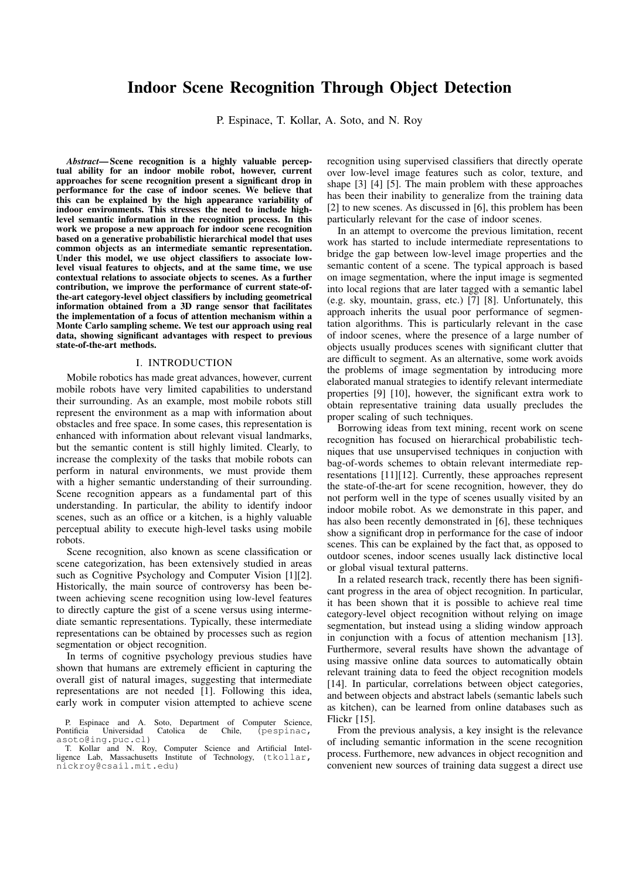# Indoor Scene Recognition Through Object Detection

P. Espinace, T. Kollar, A. Soto, and N. Roy

***Abstract*— Scene recognition is a highly valuable perceptual ability for an indoor mobile robot, however, current approaches for scene recognition present a significant drop in performance for the case of indoor scenes. We believe that this can be explained by the high appearance variability of indoor environments. This stresses the need to include high-level semantic information in the recognition process. In this work we propose a new approach for indoor scene recognition based on a generative probabilistic hierarchical model that uses common objects as an intermediate semantic representation. Under this model, we use object classifiers to associate low-level visual features to objects, and at the same time, we use contextual relations to associate objects to scenes. As a further contribution, we improve the performance of current state-of-the-art category-level object classifiers by including geometrical information obtained from a 3D range sensor that facilitates the implementation of a focus of attention mechanism within a Monte Carlo sampling scheme. We test our approach using real data, showing significant advantages with respect to previous state-of-the-art methods.**

## I. INTRODUCTION

Mobile robotics has made great advances, however, current mobile robots have very limited capabilities to understand their surrounding. As an example, most mobile robots still represent the environment as a map with information about obstacles and free space. In some cases, this representation is enhanced with information about relevant visual landmarks, but the semantic content is still highly limited. Clearly, to increase the complexity of the tasks that mobile robots can perform in natural environments, we must provide them with a higher semantic understanding of their surrounding. Scene recognition appears as a fundamental part of this understanding. In particular, the ability to identify indoor scenes, such as an office or a kitchen, is a highly valuable perceptual ability to execute high-level tasks using mobile robots.

Scene recognition, also known as scene classification or scene categorization, has been extensively studied in areas such as Cognitive Psychology and Computer Vision [1][2]. Historically, the main source of controversy has been between achieving scene recognition using low-level features to directly capture the gist of a scene versus using intermediate semantic representations. Typically, these intermediate representations can be obtained by processes such as region segmentation or object recognition.

In terms of cognitive psychology previous studies have shown that humans are extremely efficient in capturing the overall gist of natural images, suggesting that intermediate representations are not needed [1]. Following this idea, early work in computer vision attempted to achieve scene recognition using supervised classifiers that directly operate over low-level image features such as color, texture, and shape [3] [4] [5]. The main problem with these approaches has been their inability to generalize from the training data [2] to new scenes. As discussed in [6], this problem has been particularly relevant for the case of indoor scenes.

In an attempt to overcome the previous limitation, recent work has started to include intermediate representations to bridge the gap between low-level image properties and the semantic content of a scene. The typical approach is based on image segmentation, where the input image is segmented into local regions that are later tagged with a semantic label (e.g. sky, mountain, grass, etc.) [7] [8]. Unfortunately, this approach inherits the usual poor performance of segmentation algorithms. This is particularly relevant in the case of indoor scenes, where the presence of a large number of objects usually produces scenes with significant clutter that are difficult to segment. As an alternative, some work avoids the problems of image segmentation by introducing more elaborated manual strategies to identify relevant intermediate properties [9] [10], however, the significant extra work to obtain representative training data usually precludes the proper scaling of such techniques.

Borrowing ideas from text mining, recent work on scene recognition has focused on hierarchical probabilistic techniques that use unsupervised techniques in conjuction with bag-of-words schemes to obtain relevant intermediate representations [11][12]. Currently, these approaches represent the state-of-the-art for scene recognition, however, they do not perform well in the type of scenes usually visited by an indoor mobile robot. As we demonstrate in this paper, and has also been recently demonstrated in [6], these techniques show a significant drop in performance for the case of indoor scenes. This can be explained by the fact that, as opposed to outdoor scenes, indoor scenes usually lack distinctive local or global visual textural patterns.

In a related research track, recently there has been significant progress in the area of object recognition. In particular, it has been shown that it is possible to achieve real time category-level object recognition without relying on image segmentation, but instead using a sliding window approach in conjunction with a focus of attention mechanism [13]. Furthermore, several results have shown the advantage of using massive online data sources to automatically obtain relevant training data to feed the object recognition models [14]. In particular, correlations between object categories, and between objects and abstract labels (semantic labels such as kitchen), can be learned from online databases such as Flickr [15].

From the previous analysis, a key insight is the relevance of including semantic information in the scene recognition process. Furthermore, new advances in object recognition and convenient new sources of training data suggest a direct use

P. Espinace and A. Soto, Department of Computer Science, Pontificia Universidad Catolica de Chile, (pespinac, asoto@ing.puc.cl)

T. Kollar and N. Roy, Computer Science and Artificial Intelligence Lab, Massachusetts Institute of Technology, (tkollar, nickroy@csail.mit.edu)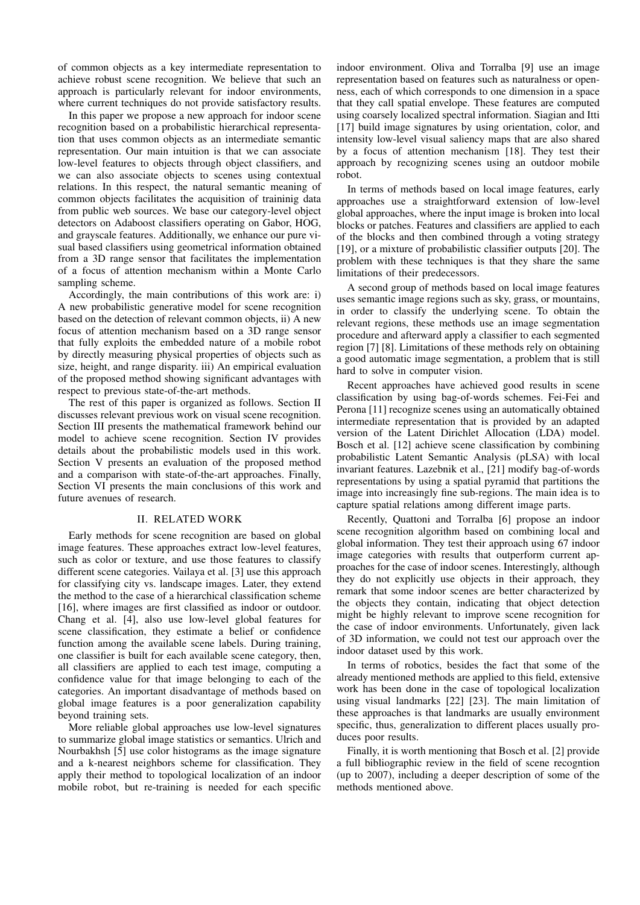of common objects as a key intermediate representation to achieve robust scene recognition. We believe that such an approach is particularly relevant for indoor environments, where current techniques do not provide satisfactory results.

In this paper we propose a new approach for indoor scene recognition based on a probabilistic hierarchical representation that uses common objects as an intermediate semantic representation. Our main intuition is that we can associate low-level features to objects through object classifiers, and we can also associate objects to scenes using contextual relations. In this respect, the natural semantic meaning of common objects facilitates the acquisition of traininig data from public web sources. We base our category-level object detectors on Adaboost classifiers operating on Gabor, HOG, and grayscale features. Additionally, we enhance our pure visual based classifiers using geometrical information obtained from a 3D range sensor that facilitates the implementation of a focus of attention mechanism within a Monte Carlo sampling scheme.

Accordingly, the main contributions of this work are: i) A new probabilistic generative model for scene recognition based on the detection of relevant common objects, ii) A new focus of attention mechanism based on a 3D range sensor that fully exploits the embedded nature of a mobile robot by directly measuring physical properties of objects such as size, height, and range disparity. iii) An empirical evaluation of the proposed method showing significant advantages with respect to previous state-of-the-art methods.

The rest of this paper is organized as follows. Section II discusses relevant previous work on visual scene recognition. Section III presents the mathematical framework behind our model to achieve scene recognition. Section IV provides details about the probabilistic models used in this work. Section V presents an evaluation of the proposed method and a comparison with state-of-the-art approaches. Finally, Section VI presents the main conclusions of this work and future avenues of research.

## II. Related Work

Early methods for scene recognition are based on global image features. These approaches extract low-level features, such as color or texture, and use those features to classify different scene categories. Vailaya et al. [3] use this approach for classifying city vs. landscape images. Later, they extend the method to the case of a hierarchical classification scheme [16], where images are first classified as indoor or outdoor. Chang et al. [4], also use low-level global features for scene classification, they estimate a belief or confidence function among the available scene labels. During training, one classifier is built for each available scene category, then, all classifiers are applied to each test image, computing a confidence value for that image belonging to each of the categories. An important disadvantage of methods based on global image features is a poor generalization capability beyond training sets.

More reliable global approaches use low-level signatures to summarize global image statistics or semantics. Ulrich and Nourbakhsh [5] use color histograms as the image signature and a k-nearest neighbors scheme for classification. They apply their method to topological localization of an indoor mobile robot, but re-training is needed for each specific indoor environment. Oliva and Torralba [9] use an image representation based on features such as naturalness or openness, each of which corresponds to one dimension in a space that they call spatial envelope. These features are computed using coarsely localized spectral information. Siagian and Itti [17] build image signatures by using orientation, color, and intensity low-level visual saliency maps that are also shared by a focus of attention mechanism [18]. They test their approach by recognizing scenes using an outdoor mobile robot.

In terms of methods based on local image features, early approaches use a straightforward extension of low-level global approaches, where the input image is broken into local blocks or patches. Features and classifiers are applied to each of the blocks and then combined through a voting strategy [19], or a mixture of probabilistic classifier outputs [20]. The problem with these techniques is that they share the same limitations of their predecessors.

A second group of methods based on local image features uses semantic image regions such as sky, grass, or mountains, in order to classify the underlying scene. To obtain the relevant regions, these methods use an image segmentation procedure and afterward apply a classifier to each segmented region [7] [8]. Limitations of these methods rely on obtaining a good automatic image segmentation, a problem that is still hard to solve in computer vision.

Recent approaches have achieved good results in scene classification by using bag-of-words schemes. Fei-Fei and Perona [11] recognize scenes using an automatically obtained intermediate representation that is provided by an adapted version of the Latent Dirichlet Allocation (LDA) model. Bosch et al. [12] achieve scene classification by combining probabilistic Latent Semantic Analysis (pLSA) with local invariant features. Lazebnik et al., [21] modify bag-of-words representations by using a spatial pyramid that partitions the image into increasingly fine sub-regions. The main idea is to capture spatial relations among different image parts.

Recently, Quattoni and Torralba [6] propose an indoor scene recognition algorithm based on combining local and global information. They test their approach using 67 indoor image categories with results that outperform current approaches for the case of indoor scenes. Interestingly, although they do not explicitly use objects in their approach, they remark that some indoor scenes are better characterized by the objects they contain, indicating that object detection might be highly relevant to improve scene recognition for the case of indoor environments. Unfortunately, given lack of 3D information, we could not test our approach over the indoor dataset used by this work.

In terms of robotics, besides the fact that some of the already mentioned methods are applied to this field, extensive work has been done in the case of topological localization using visual landmarks [22] [23]. The main limitation of these approaches is that landmarks are usually environment specific, thus, generalization to different places usually produces poor results.

Finally, it is worth mentioning that Bosch et al. [2] provide a full bibliographic review in the field of scene recogntion (up to 2007), including a deeper description of some of the methods mentioned above.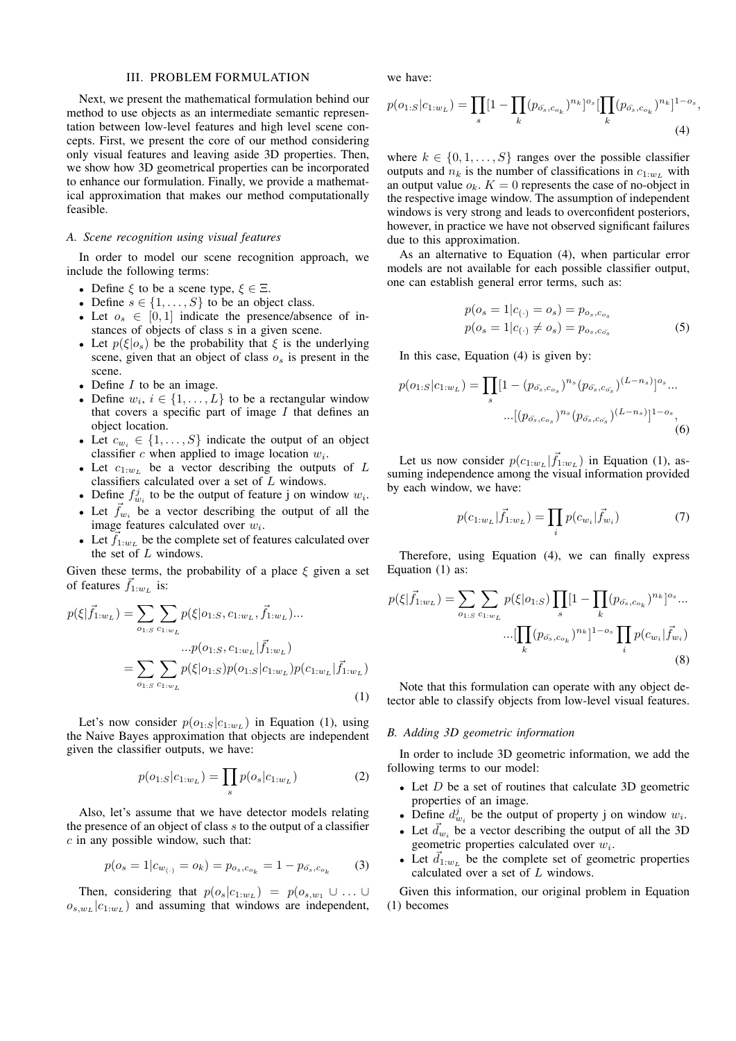## III. PROBLEM FORMULATION

Next, we present the mathematical formulation behind our method to use objects as an intermediate semantic representation between low-level features and high level scene concepts. First, we present the core of our method considering only visual features and leaving aside 3D properties. Then, we show how 3D geometrical properties can be incorporated to enhance our formulation. Finally, we provide a mathematical approximation that makes our method computationally feasible.

### A. Scene recognition using visual features

In order to model our scene recognition approach, we include the following terms:

- Define $\xi$ to be a scene type, $\xi \in \Xi$.
- Define $s \in \{1, \ldots, S\}$ to be an object class.
- Let $o_s \in [0, 1]$ indicate the presence/absence of instances of objects of class s in a given scene.
- Let $p(\xi|o_s)$ be the probability that $\xi$ is the underlying scene, given that an object of class $o_s$ is present in the scene.
- Define $I$ to be an image.
- Define $w_i$, $i \in \{1, \ldots, L\}$ to be a rectangular window that covers a specific part of image $I$ that defines an object location.
- Let $c_{w_i} \in \{1, \ldots, S\}$ indicate the output of an object classifier $c$ when applied to image location $w_i$.
- Let $c_{1:w_L}$ be a vector describing the outputs of $L$ classifiers calculated over a set of $L$ windows.
- Define $f^j_{w_i}$ to be the output of feature j on window $w_i$.
- Let $\vec{f}_{w_i}$ be a vector describing the output of all the image features calculated over $w_i$.
- Let $\vec{f}_{1:w_L}$ be the complete set of features calculated over the set of $L$ windows.

Given these terms, the probability of a place $\xi$ given a set of features $\vec{f}_{1:w_L}$ is:

$$
\begin{aligned}
p(\xi|\vec{f}_{1:w_L}) &= \sum_{o_{1:S}} \sum_{c_{1:w_L}} p(\xi|o_{1:S}, c_{1:w_L}, \vec{f}_{1:w_L}) \ldots \\
&\qquad \ldots p(o_{1:S}, c_{1:w_L}|\vec{f}_{1:w_L}) \\
&= \sum_{o_{1:S}} \sum_{c_{1:w_L}} p(\xi|o_{1:S}) p(o_{1:S}|c_{1:w_L}) p(c_{1:w_L}|\vec{f}_{1:w_L})
\end{aligned}
\tag{1}
$$

Let's now consider $p(o_{1:S}|c_{1:w_L})$ in Equation (1), using the Naive Bayes approximation that objects are independent given the classifier outputs, we have:

$$
p(o_{1:S}|c_{1:w_L}) = \prod_s p(o_s|c_{1:w_L}) \tag{2}
$$

Also, let's assume that we have detector models relating the presence of an object of class $s$ to the output of a classifier $c$ in any possible window, such that:

$$
p(o_s = 1|c_{w_{(\cdot)}} = o_k) = p_{o_s, c_{o_k}} = 1 - p_{\bar{o_s}, c_{o_k}} \tag{3}
$$

Then, considering that $p(o_s|c_{1:w_L}) = p(o_{s,w_1} \cup \ldots \cup o_{s,w_L}|c_{1:w_L})$ and assuming that windows are independent, we have:

$$
p(o_{1:S}|c_{1:w_L}) = \prod_s [1 - \prod_k (p_{\bar{o_s}, c_{o_k}})^{n_k}]^{o_s} [\prod_k (p_{\bar{o_s}, c_{o_k}})^{n_k}]^{1-o_s}, \tag{4}
$$

where $k \in \{0, 1, \ldots, S\}$ ranges over the possible classifier outputs and $n_k$ is the number of classifications in $c_{1:w_L}$ with an output value $o_k$. $K = 0$ represents the case of no-object in the respective image window. The assumption of independent windows is very strong and leads to overconfident posteriors, however, in practice we have not observed significant failures due to this approximation.

As an alternative to Equation (4), when particular error models are not available for each possible classifier output, one can establish general error terms, such as:

$$
\begin{aligned}
p(o_s = 1|c_{(\cdot)} = o_s) &= p_{o_s, c_{o_s}} \\
p(o_s = 1|c_{(\cdot)} \neq o_s) &= p_{o_s, c_{\bar{o_s}}}
\end{aligned}
\tag{5}
$$

In this case, Equation (4) is given by:

$$
\begin{aligned}
p(o_{1:S}|c_{1:w_L}) = \prod_s &[1 - (p_{\bar{o_s}, c_{o_s}})^{n_s} (p_{\bar{o_s}, c_{\bar{o_s}}})^{(L-n_s)}]^{o_s} \ldots \\
&\ldots [(p_{\bar{o_s}, c_{o_s}})^{n_s} (p_{\bar{o_s}, c_{\bar{o_s}}})^{(L-n_s)}]^{1-o_s},
\end{aligned}
\tag{6}
$$

Let us now consider $p(c_{1:w_L}|\vec{f}_{1:w_L})$ in Equation (1), assuming independence among the visual information provided by each window, we have:

$$
p(c_{1:w_L}|\vec{f}_{1:w_L}) = \prod_i p(c_{w_i}|\vec{f}_{w_i}) \tag{7}
$$

Therefore, using Equation (4), we can finally express Equation (1) as:

$$
\begin{aligned}
p(\xi|\vec{f}_{1:w_L}) = \sum_{o_{1:S}} \sum_{c_{1:w_L}} p(\xi|o_{1:S}) \prod_s &[1 - \prod_k (p_{\bar{o_s}, c_{o_k}})^{n_k}]^{o_s} \ldots \\
&\ldots [\prod_k (p_{\bar{o_s}, c_{o_k}})^{n_k}]^{1-o_s} \prod_i p(c_{w_i}|\vec{f}_{w_i})
\end{aligned}
\tag{8}
$$

Note that this formulation can operate with any object detector able to classify objects from low-level visual features.

### B. Adding 3D geometric information

In order to include 3D geometric information, we add the following terms to our model:

- Let $D$ be a set of routines that calculate 3D geometric properties of an image.
- Define $d^j_{w_i}$ be the output of property j on window $w_i$.
- Let $\vec{d}_{w_i}$ be a vector describing the output of all the 3D geometric properties calculated over $w_i$.
- Let $\vec{d}_{1:w_L}$ be the complete set of geometric properties calculated over a set of $L$ windows.

Given this information, our original problem in Equation (1) becomes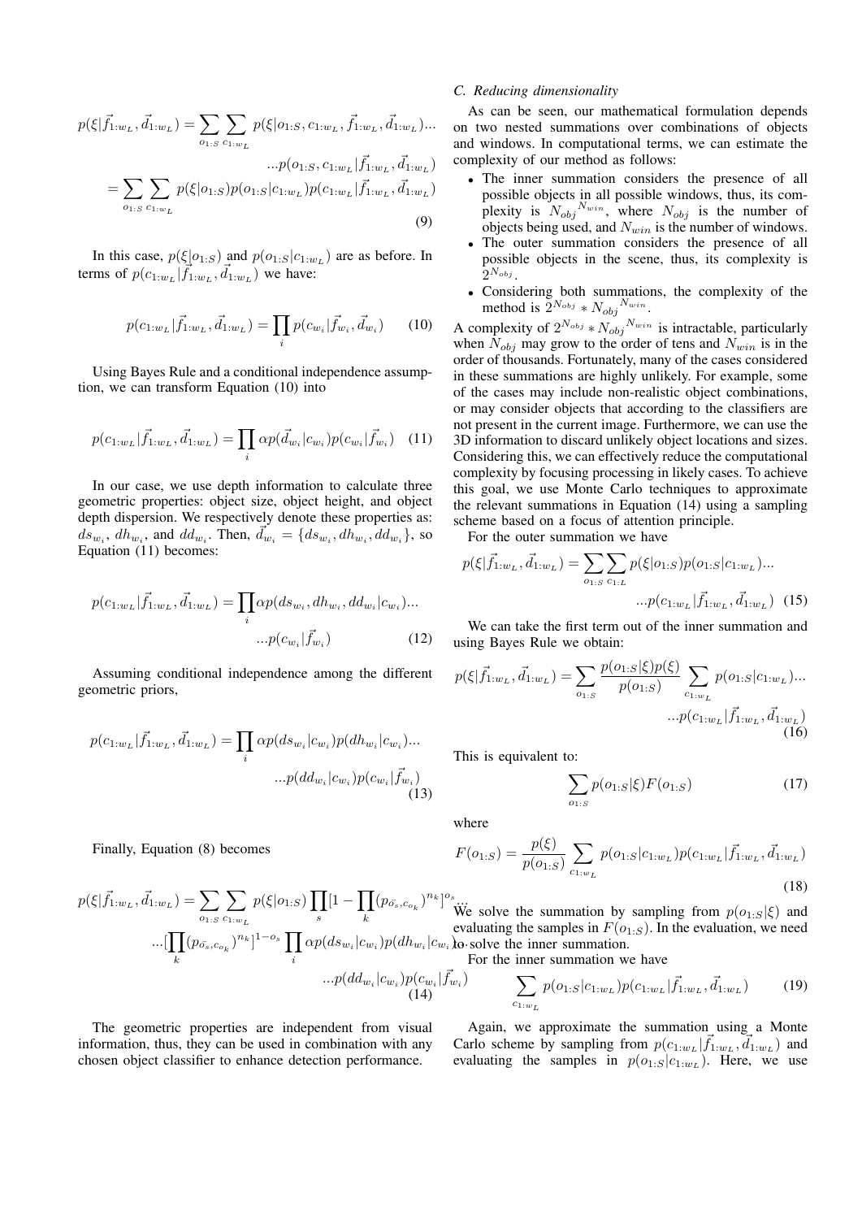$$p(\xi|\vec{f}_{1:w_L}, \vec{d}_{1:w_L}) = \sum_{o_{1:S}} \sum_{c_{1:w_L}} p(\xi|o_{1:S}, c_{1:w_L}, \vec{f}_{1:w_L}, \vec{d}_{1:w_L}) ...$$

$$...p(o_{1:S}, c_{1:w_L}|\vec{f}_{1:w_L}, \vec{d}_{1:w_L})$$

$$= \sum_{o_{1:S}} \sum_{c_{1:w_L}} p(\xi|o_{1:S}) p(o_{1:S}|c_{1:w_L}) p(c_{1:w_L}|\vec{f}_{1:w_L}, \vec{d}_{1:w_L}) \tag{9}$$

In this case, $p(\xi|o_{1:S})$ and $p(o_{1:S}|c_{1:w_L})$ are as before. In terms of $p(c_{1:w_L}|\vec{f}_{1:w_L}, \vec{d}_{1:w_L})$ we have:

$$p(c_{1:w_L}|\vec{f}_{1:w_L}, \vec{d}_{1:w_L}) = \prod_i p(c_{w_i}|\vec{f}_{w_i}, \vec{d}_{w_i}) \tag{10}$$

Using Bayes Rule and a conditional independence assumption, we can transform Equation (10) into

$$p(c_{1:w_L}|\vec{f}_{1:w_L}, \vec{d}_{1:w_L}) = \prod_i \alpha p(\vec{d}_{w_i}|c_{w_i}) p(c_{w_i}|\vec{f}_{w_i}) \tag{11}$$

In our case, we use depth information to calculate three geometric properties: object size, object height, and object depth dispersion. We respectively denote these properties as: $ds_{w_i}$, $dh_{w_i}$, and $dd_{w_i}$. Then, $\vec{d}_{w_i} = \{ds_{w_i}, dh_{w_i}, dd_{w_i}\}$, so Equation (11) becomes:

$$p(c_{1:w_L}|\vec{f}_{1:w_L}, \vec{d}_{1:w_L}) = \prod_i \alpha p(ds_{w_i}, dh_{w_i}, dd_{w_i}|c_{w_i}) ...$$

$$...p(c_{w_i}|\vec{f}_{w_i}) \tag{12}$$

Assuming conditional independence among the different geometric priors,

$$p(c_{1:w_L}|\vec{f}_{1:w_L}, \vec{d}_{1:w_L}) = \prod_i \alpha p(ds_{w_i}|c_{w_i}) p(dh_{w_i}|c_{w_i}) ...$$

$$...p(dd_{w_i}|c_{w_i}) p(c_{w_i}|\vec{f}_{w_i}) \tag{13}$$

Finally, Equation (8) becomes

$$p(\xi|\vec{f}_{1:w_L}, \vec{d}_{1:w_L}) = \sum_{o_{1:S}} \sum_{c_{1:w_L}} p(\xi|o_{1:S}) \prod_s [1 - \prod_k (p_{\bar{o_s}, c_{o_k}})^{n_k}]^{o_s} ...$$

$$...[\prod_k (p_{\bar{o_s}, c_{o_k}})^{n_k}]^{1-o_s} \prod_i \alpha p(ds_{w_i}|c_{w_i}) p(dh_{w_i}|c_{w_i}) ...$$

$$...p(dd_{w_i}|c_{w_i}) p(c_{w_i}|\vec{f}_{w_i}) \tag{14}$$

The geometric properties are independent from visual information, thus, they can be used in combination with any chosen object classifier to enhance detection performance.

### C. Reducing dimensionality

As can be seen, our mathematical formulation depends on two nested summations over combinations of objects and windows. In computational terms, we can estimate the complexity of our method as follows:

- The inner summation considers the presence of all possible objects in all possible windows, thus, its complexity is ${N_{obj}}^{N_{win}}$, where $N_{obj}$ is the number of objects being used, and $N_{win}$ is the number of windows.
- The outer summation considers the presence of all possible objects in the scene, thus, its complexity is $2^{N_{obj}}$.
- Considering both summations, the complexity of the method is $2^{N_{obj}} * {N_{obj}}^{N_{win}}$.

A complexity of $2^{N_{obj}} * {N_{obj}}^{N_{win}}$ is intractable, particularly when $N_{obj}$ may grow to the order of tens and $N_{win}$ is in the order of thousands. Fortunately, many of the cases considered in these summations are highly unlikely. For example, some of the cases may include non-realistic object combinations, or may consider objects that according to the classifiers are not present in the current image. Furthermore, we can use the 3D information to discard unlikely object locations and sizes. Considering this, we can effectively reduce the computational complexity by focusing processing in likely cases. To achieve this goal, we use Monte Carlo techniques to approximate the relevant summations in Equation (14) using a sampling scheme based on a focus of attention principle.

For the outer summation we have

$$p(\xi|\vec{f}_{1:w_L}, \vec{d}_{1:w_L}) = \sum_{o_{1:S}} \sum_{c_{1:L}} p(\xi|o_{1:S}) p(o_{1:S}|c_{1:w_L}) ...$$

$$...p(c_{1:w_L}|\vec{f}_{1:w_L}, \vec{d}_{1:w_L}) \tag{15}$$

We can take the first term out of the inner summation and using Bayes Rule we obtain:

$$p(\xi|\vec{f}_{1:w_L}, \vec{d}_{1:w_L}) = \sum_{o_{1:S}} \frac{p(o_{1:S}|\xi) p(\xi)}{p(o_{1:S})} \sum_{c_{1:w_L}} p(o_{1:S}|c_{1:w_L}) ...$$

$$...p(c_{1:w_L}|\vec{f}_{1:w_L}, \vec{d}_{1:w_L}) \tag{16}$$

This is equivalent to:

$$\sum_{o_{1:S}} p(o_{1:S}|\xi) F(o_{1:S}) \tag{17}$$

where

$$F(o_{1:S}) = \frac{p(\xi)}{p(o_{1:S})} \sum_{c_{1:w_L}} p(o_{1:S}|c_{1:w_L}) p(c_{1:w_L}|\vec{f}_{1:w_L}, \vec{d}_{1:w_L}) \tag{18}$$

We solve the summation by sampling from $p(o_{1:S}|\xi)$ and evaluating the samples in $F(o_{1:S})$. In the evaluation, we need to solve the inner summation.

For the inner summation we have

$$\sum_{c_{1:w_L}} p(o_{1:S}|c_{1:w_L}) p(c_{1:w_L}|\vec{f}_{1:w_L}, \vec{d}_{1:w_L}) \tag{19}$$

Again, we approximate the summation using a Monte Carlo scheme by sampling from $p(c_{1:w_L}|\vec{f}_{1:w_L}, \vec{d}_{1:w_L})$ and evaluating the samples in $p(o_{1:S}|c_{1:w_L})$. Here, we use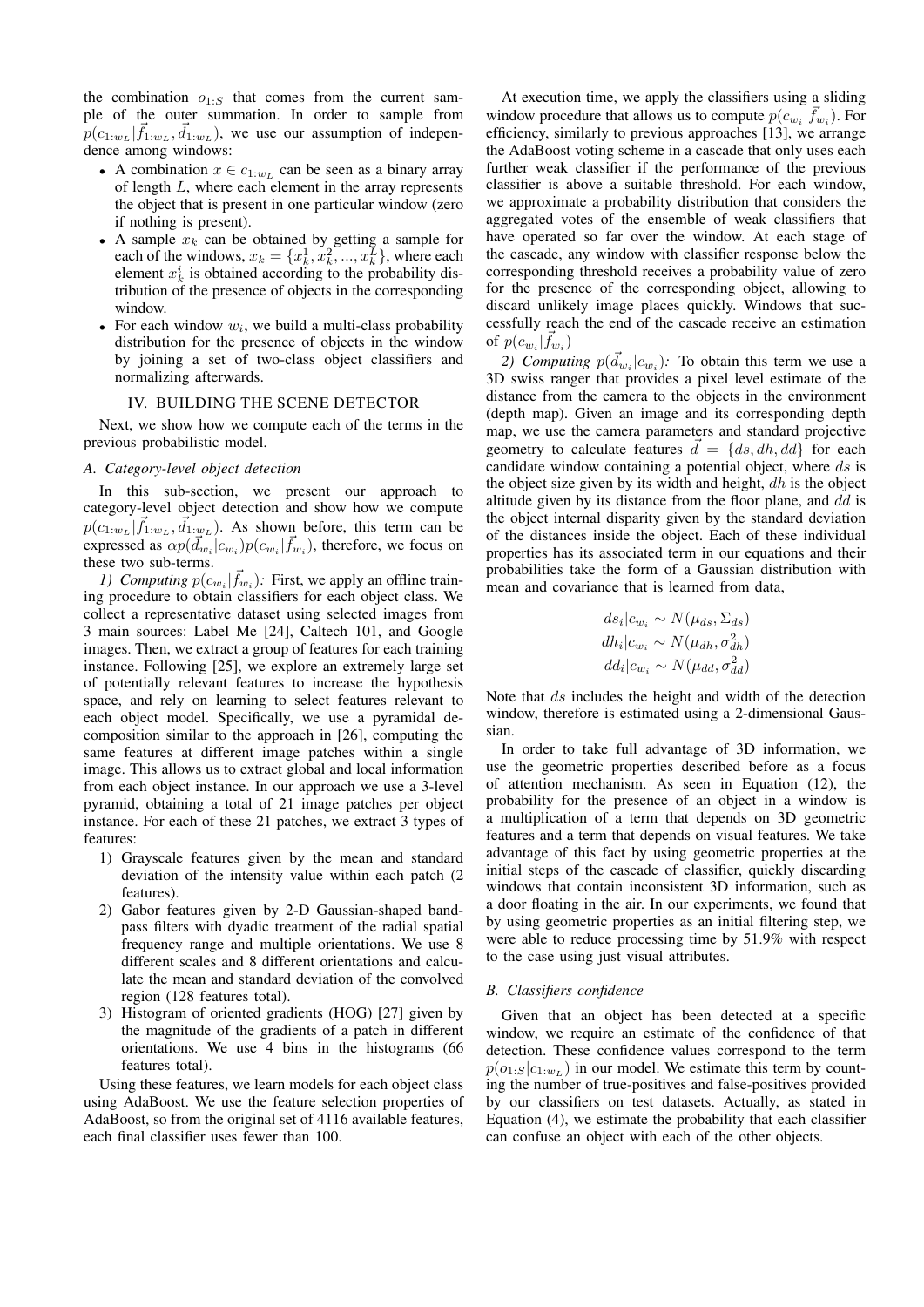the combination $o_{1:S}$ that comes from the current sample of the outer summation. In order to sample from $p(c_{1:w_L}|\vec{f}_{1:w_L}, \vec{d}_{1:w_L})$, we use our assumption of independence among windows:

- A combination $x \in c_{1:w_L}$ can be seen as a binary array of length $L$, where each element in the array represents the object that is present in one particular window (zero if nothing is present).
- A sample $x_k$ can be obtained by getting a sample for each of the windows, $x_k = \{x_k^1, x_k^2, ..., x_k^L\}$, where each element $x_k^i$ is obtained according to the probability distribution of the presence of objects in the corresponding window.
- For each window $w_i$, we build a multi-class probability distribution for the presence of objects in the window by joining a set of two-class object classifiers and normalizing afterwards.

## IV. BUILDING THE SCENE DETECTOR

Next, we show how we compute each of the terms in the previous probabilistic model.

### A. Category-level object detection

In this sub-section, we present our approach to category-level object detection and show how we compute $p(c_{1:w_L}|\vec{f}_{1:w_L}, \vec{d}_{1:w_L})$. As shown before, this term can be expressed as $\alpha p(\vec{d}_{w_i}|c_{w_i})p(c_{w_i}|\vec{f}_{w_i})$, therefore, we focus on these two sub-terms.

*1) Computing $p(c_{w_i}|\vec{f}_{w_i})$:* First, we apply an offline training procedure to obtain classifiers for each object class. We collect a representative dataset using selected images from 3 main sources: Label Me [24], Caltech 101, and Google images. Then, we extract a group of features for each training instance. Following [25], we explore an extremely large set of potentially relevant features to increase the hypothesis space, and rely on learning to select features relevant to each object model. Specifically, we use a pyramidal decomposition similar to the approach in [26], computing the same features at different image patches within a single image. This allows us to extract global and local information from each object instance. In our approach we use a 3-level pyramid, obtaining a total of 21 image patches per object instance. For each of these 21 patches, we extract 3 types of features:

1) Grayscale features given by the mean and standard deviation of the intensity value within each patch (2 features).
2) Gabor features given by 2-D Gaussian-shaped bandpass filters with dyadic treatment of the radial spatial frequency range and multiple orientations. We use 8 different scales and 8 different orientations and calculate the mean and standard deviation of the convolved region (128 features total).
3) Histogram of oriented gradients (HOG) [27] given by the magnitude of the gradients of a patch in different orientations. We use 4 bins in the histograms (66 features total).

Using these features, we learn models for each object class using AdaBoost. We use the feature selection properties of AdaBoost, so from the original set of 4116 available features, each final classifier uses fewer than 100.

At execution time, we apply the classifiers using a sliding window procedure that allows us to compute $p(c_{w_i}|\vec{f}_{w_i})$. For efficiency, similarly to previous approaches [13], we arrange the AdaBoost voting scheme in a cascade that only uses each further weak classifier if the performance of the previous classifier is above a suitable threshold. For each window, we approximate a probability distribution that considers the aggregated votes of the ensemble of weak classifiers that have operated so far over the window. At each stage of the cascade, any window with classifier response below the corresponding threshold receives a probability value of zero for the presence of the corresponding object, allowing to discard unlikely image places quickly. Windows that successfully reach the end of the cascade receive an estimation of $p(c_{w_i}|\vec{f}_{w_i})$

*2) Computing $p(\vec{d}_{w_i}|c_{w_i})$:* To obtain this term we use a 3D swiss ranger that provides a pixel level estimate of the distance from the camera to the objects in the environment (depth map). Given an image and its corresponding depth map, we use the camera parameters and standard projective geometry to calculate features $\vec{d} = \{ds, dh, dd\}$ for each candidate window containing a potential object, where $ds$ is the object size given by its width and height, $dh$ is the object altitude given by its distance from the floor plane, and $dd$ is the object internal disparity given by the standard deviation of the distances inside the object. Each of these individual properties has its associated term in our equations and their probabilities take the form of a Gaussian distribution with mean and covariance that is learned from data,

$$ds_i|c_{w_i} \sim N(\mu_{ds}, \Sigma_{ds})$$
$$dh_i|c_{w_i} \sim N(\mu_{dh}, \sigma_{dh}^2)$$
$$dd_i|c_{w_i} \sim N(\mu_{dd}, \sigma_{dd}^2)$$

Note that $ds$ includes the height and width of the detection window, therefore is estimated using a 2-dimensional Gaussian.

In order to take full advantage of 3D information, we use the geometric properties described before as a focus of attention mechanism. As seen in Equation (12), the probability for the presence of an object in a window is a multiplication of a term that depends on 3D geometric features and a term that depends on visual features. We take advantage of this fact by using geometric properties at the initial steps of the cascade of classifier, quickly discarding windows that contain inconsistent 3D information, such as a door floating in the air. In our experiments, we found that by using geometric properties as an initial filtering step, we were able to reduce processing time by 51.9% with respect to the case using just visual attributes.

### B. Classifiers confidence

Given that an object has been detected at a specific window, we require an estimate of the confidence of that detection. These confidence values correspond to the term $p(o_{1:S}|c_{1:w_L})$ in our model. We estimate this term by counting the number of true-positives and false-positives provided by our classifiers on test datasets. Actually, as stated in Equation (4), we estimate the probability that each classifier can confuse an object with each of the other objects.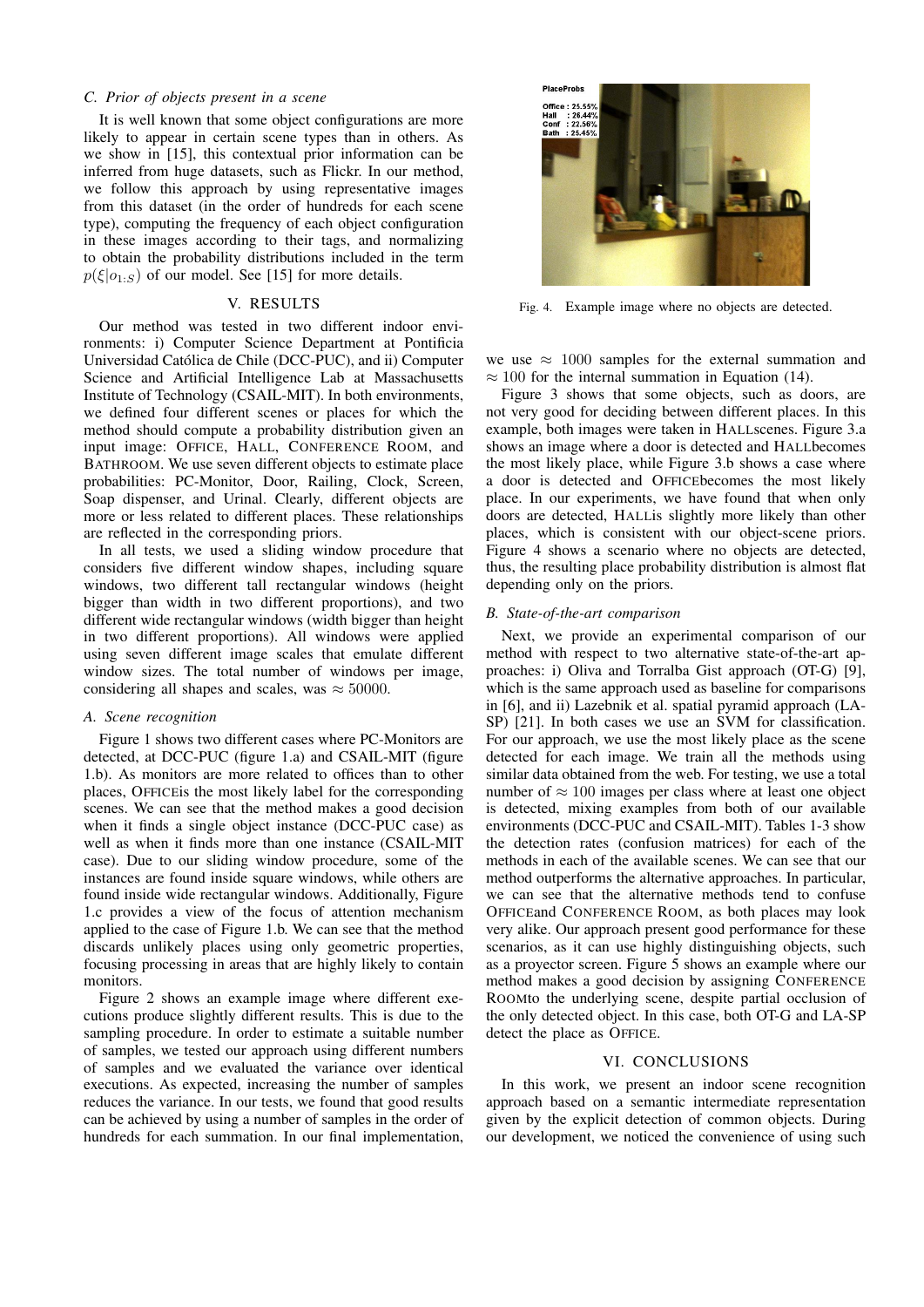### C. Prior of objects present in a scene

It is well known that some object configurations are more likely to appear in certain scene types than in others. As we show in [15], this contextual prior information can be inferred from huge datasets, such as Flickr. In our method, we follow this approach by using representative images from this dataset (in the order of hundreds for each scene type), computing the frequency of each object configuration in these images according to their tags, and normalizing to obtain the probability distributions included in the term $p(\xi|o_{1:S})$ of our model. See [15] for more details.

## V. RESULTS

Our method was tested in two different indoor environments: i) Computer Science Department at Pontificia Universidad Católica de Chile (DCC-PUC), and ii) Computer Science and Artificial Intelligence Lab at Massachusetts Institute of Technology (CSAIL-MIT). In both environments, we defined four different scenes or places for which the method should compute a probability distribution given an input image: OFFICE, HALL, CONFERENCE ROOM, and BATHROOM. We use seven different objects to estimate place probabilities: PC-Monitor, Door, Railing, Clock, Screen, Soap dispenser, and Urinal. Clearly, different objects are more or less related to different places. These relationships are reflected in the corresponding priors.

In all tests, we used a sliding window procedure that considers five different window shapes, including square windows, two different tall rectangular windows (height bigger than width in two different proportions), and two different wide rectangular windows (width bigger than height in two different proportions). All windows were applied using seven different image scales that emulate different window sizes. The total number of windows per image, considering all shapes and scales, was $\approx 50000$.

### A. Scene recognition

Figure 1 shows two different cases where PC-Monitors are detected, at DCC-PUC (figure 1.a) and CSAIL-MIT (figure 1.b). As monitors are more related to offices than to other places, OFFICEis the most likely label for the corresponding scenes. We can see that the method makes a good decision when it finds a single object instance (DCC-PUC case) as well as when it finds more than one instance (CSAIL-MIT case). Due to our sliding window procedure, some of the instances are found inside square windows, while others are found inside wide rectangular windows. Additionally, Figure 1.c provides a view of the focus of attention mechanism applied to the case of Figure 1.b. We can see that the method discards unlikely places using only geometric properties, focusing processing in areas that are highly likely to contain monitors.

Figure 2 shows an example image where different executions produce slightly different results. This is due to the sampling procedure. In order to estimate a suitable number of samples, we tested our approach using different numbers of samples and we evaluated the variance over identical executions. As expected, increasing the number of samples reduces the variance. In our tests, we found that good results can be achieved by using a number of samples in the order of hundreds for each summation. In our final implementation, we use $\approx 1000$ samples for the external summation and $\approx 100$ for the internal summation in Equation (14).

Fig. 4. Example image where no objects are detected.

Figure 3 shows that some objects, such as doors, are not very good for deciding between different places. In this example, both images were taken in HALLscenes. Figure 3.a shows an image where a door is detected and HALLbecomes the most likely place, while Figure 3.b shows a case where a door is detected and OFFICEbecomes the most likely place. In our experiments, we have found that when only doors are detected, HALLis slightly more likely than other places, which is consistent with our object-scene priors. Figure 4 shows a scenario where no objects are detected, thus, the resulting place probability distribution is almost flat depending only on the priors.

### B. State-of-the-art comparison

Next, we provide an experimental comparison of our method with respect to two alternative state-of-the-art approaches: i) Oliva and Torralba Gist approach (OT-G) [9], which is the same approach used as baseline for comparisons in [6], and ii) Lazebnik et al. spatial pyramid approach (LA-SP) [21]. In both cases we use an SVM for classification. For our approach, we use the most likely place as the scene detected for each image. We train all the methods using similar data obtained from the web. For testing, we use a total number of $\approx 100$ images per class where at least one object is detected, mixing examples from both of our available environments (DCC-PUC and CSAIL-MIT). Tables 1-3 show the detection rates (confusion matrices) for each of the methods in each of the available scenes. We can see that our method outperforms the alternative approaches. In particular, we can see that the alternative methods tend to confuse OFFICEand CONFERENCE ROOM, as both places may look very alike. Our approach present good performance for these scenarios, as it can use highly distinguishing objects, such as a proyector screen. Figure 5 shows an example where our method makes a good decision by assigning CONFERENCE ROOMto the underlying scene, despite partial occlusion of the only detected object. In this case, both OT-G and LA-SP detect the place as OFFICE.

## VI. CONCLUSIONS

In this work, we present an indoor scene recognition approach based on a semantic intermediate representation given by the explicit detection of common objects. During our development, we noticed the convenience of using such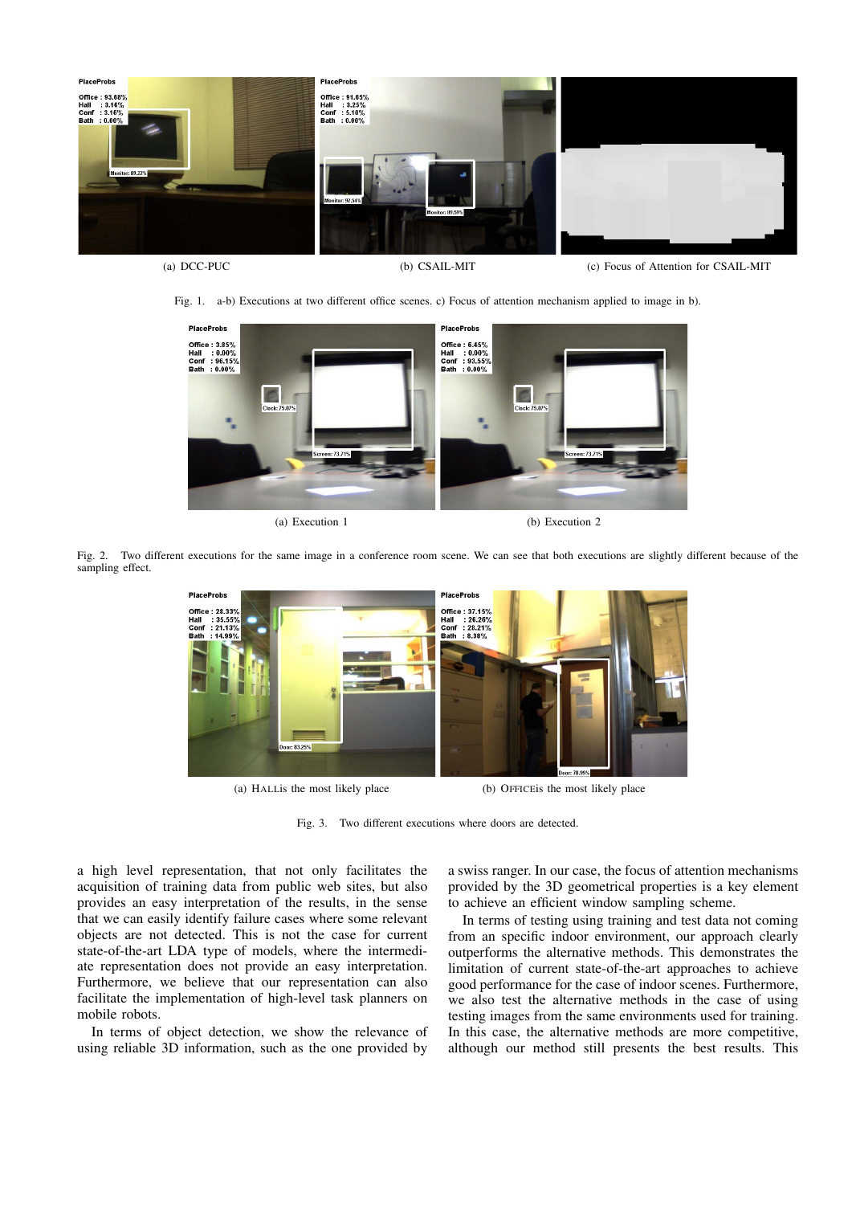(a) DCC-PUC

(b) CSAIL-MIT

(c) Focus of Attention for CSAIL-MIT

Fig. 1. a-b) Executions at two different office scenes. c) Focus of attention mechanism applied to image in b).

(a) Execution 1

(b) Execution 2

Fig. 2. Two different executions for the same image in a conference room scene. We can see that both executions are slightly different because of the sampling effect.

(a) HALLis the most likely place

(b) OFFICEis the most likely place

Fig. 3. Two different executions where doors are detected.

a high level representation, that not only facilitates the acquisition of training data from public web sites, but also provides an easy interpretation of the results, in the sense that we can easily identify failure cases where some relevant objects are not detected. This is not the case for current state-of-the-art LDA type of models, where the intermediate representation does not provide an easy interpretation. Furthermore, we believe that our representation can also facilitate the implementation of high-level task planners on mobile robots.

In terms of object detection, we show the relevance of using reliable 3D information, such as the one provided by a swiss ranger. In our case, the focus of attention mechanisms provided by the 3D geometrical properties is a key element to achieve an efficient window sampling scheme.

In terms of testing using training and test data not coming from an specific indoor environment, our approach clearly outperforms the alternative methods. This demonstrates the limitation of current state-of-the-art approaches to achieve good performance for the case of indoor scenes. Furthermore, we also test the alternative methods in the case of using testing images from the same environments used for training. In this case, the alternative methods are more competitive, although our method still presents the best results. This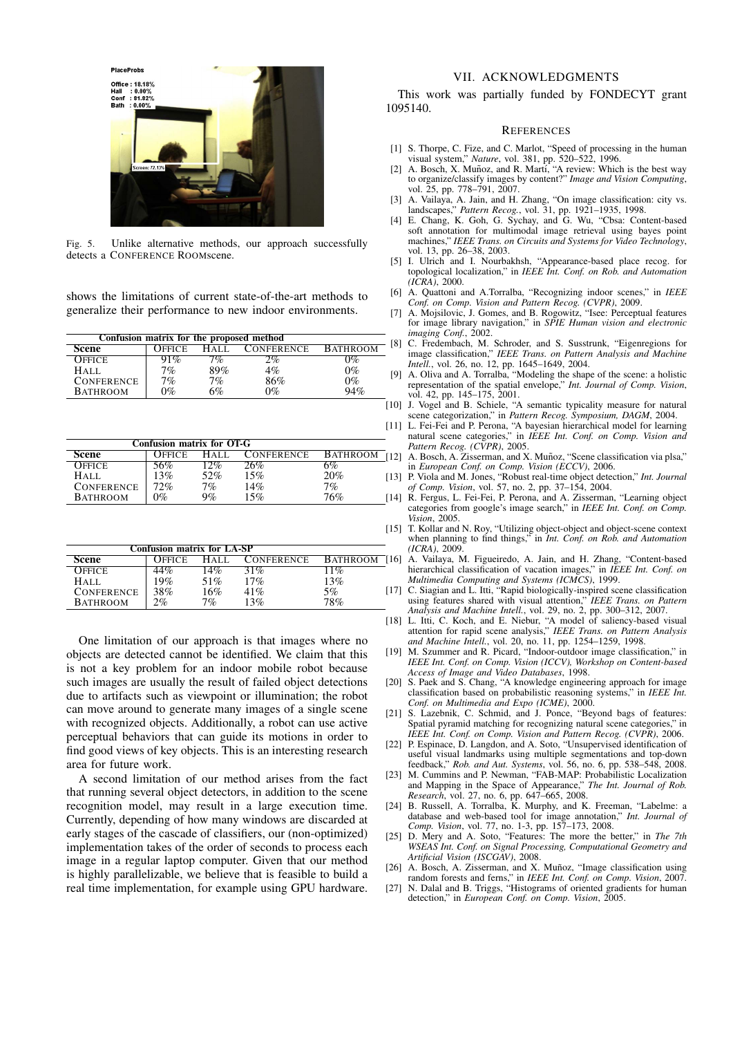Fig. 5. Unlike alternative methods, our approach successfully detects a CONFERENCE ROOMscene.

shows the limitations of current state-of-the-art methods to generalize their performance to new indoor environments.

Confusion matrix for the proposed method

| Scene | OFFICE | HALL | CONFERENCE | BATHROOM |
|---|---|---|---|---|
| OFFICE | 91% | 7% | 2% | 0% |
| HALL | 7% | 89% | 4% | 0% |
| CONFERENCE | 7% | 7% | 86% | 0% |
| BATHROOM | 0% | 6% | 0% | 94% |

Confusion matrix for OT-G

| Scene | OFFICE | HALL | CONFERENCE | BATHROOM |
|---|---|---|---|---|
| OFFICE | 56% | 12% | 26% | 6% |
| HALL | 13% | 52% | 15% | 20% |
| CONFERENCE | 72% | 7% | 14% | 7% |
| BATHROOM | 0% | 9% | 15% | 76% |

Confusion matrix for LA-SP

| Scene | OFFICE | HALL | CONFERENCE | BATHROOM |
|---|---|---|---|---|
| OFFICE | 44% | 14% | 31% | 11% |
| HALL | 19% | 51% | 17% | 13% |
| CONFERENCE | 38% | 16% | 41% | 5% |
| BATHROOM | 2% | 7% | 13% | 78% |

One limitation of our approach is that images where no objects are detected cannot be identified. We claim that this is not a key problem for an indoor mobile robot because such images are usually the result of failed object detections due to artifacts such as viewpoint or illumination; the robot can move around to generate many images of a single scene with recognized objects. Additionally, a robot can use active perceptual behaviors that can guide its motions in order to find good views of key objects. This is an interesting research area for future work.

A second limitation of our method arises from the fact that running several object detectors, in addition to the scene recognition model, may result in a large execution time. Currently, depending of how many windows are discarded at early stages of the cascade of classifiers, our (non-optimized) implementation takes of the order of seconds to process each image in a regular laptop computer. Given that our method is highly parallelizable, we believe that is feasible to build a real time implementation, for example using GPU hardware.

## VII. ACKNOWLEDGMENTS

This work was partially funded by FONDECYT grant 1095140.

## REFERENCES

[1] S. Thorpe, C. Fize, and C. Marlot, "Speed of processing in the human visual system," *Nature*, vol. 381, pp. 520–522, 1996.

[2] A. Bosch, X. Muñoz, and R. Martí, "A review: Which is the best way to organize/classify images by content?" *Image and Vision Computing*, vol. 25, pp. 778–791, 2007.

[3] A. Vailaya, A. Jain, and H. Zhang, "On image classification: city vs. landscapes," *Pattern Recog.*, vol. 31, pp. 1921–1935, 1998.

[4] E. Chang, K. Goh, G. Sychay, and G. Wu, "Cbsa: Content-based soft annotation for multimodal image retrieval using bayes point machines," *IEEE Trans. on Circuits and Systems for Video Technology*, vol. 13, pp. 26–38, 2003.

[5] I. Ulrich and I. Nourbakhsh, "Appearance-based place recog. for topological localization," in *IEEE Int. Conf. on Rob. and Automation (ICRA)*, 2000.

[6] A. Quattoni and A.Torralba, "Recognizing indoor scenes," in *IEEE Conf. on Comp. Vision and Pattern Recog. (CVPR)*, 2009.

[7] A. Mojsilovic, J. Gomes, and B. Rogowitz, "Isee: Perceptual features for image library navigation," in *SPIE Human vision and electronic imaging Conf.*, 2002.

[8] C. Fredembach, M. Schroder, and S. Susstrunk, "Eigenregions for image classification," *IEEE Trans. on Pattern Analysis and Machine Intell.*, vol. 26, no. 12, pp. 1645–1649, 2004.

[9] A. Oliva and A. Torralba, "Modeling the shape of the scene: a holistic representation of the spatial envelope," *Int. Journal of Comp. Vision*, vol. 42, pp. 145–175, 2001.

[10] J. Vogel and B. Schiele, "A semantic typicality measure for natural scene categorization," in *Pattern Recog. Symposium, DAGM*, 2004.

[11] L. Fei-Fei and P. Perona, "A bayesian hierarchical model for learning natural scene categories," in *IEEE Int. Conf. on Comp. Vision and Pattern Recog. (CVPR)*, 2005.

[12] A. Bosch, A. Zisserman, and X. Muñoz, "Scene classification via plsa," in *European Conf. on Comp. Vision (ECCV)*, 2006.

[13] P. Viola and M. Jones, "Robust real-time object detection," *Int. Journal of Comp. Vision*, vol. 57, no. 2, pp. 37–154, 2004.

[14] R. Fergus, L. Fei-Fei, P. Perona, and A. Zisserman, "Learning object categories from google's image search," in *IEEE Int. Conf. on Comp. Vision*, 2005.

[15] T. Kollar and N. Roy, "Utilizing object-object and object-scene context when planning to find things," in *Int. Conf. on Rob. and Automation (ICRA)*, 2009.

[16] A. Vailaya, M. Figueiredo, A. Jain, and H. Zhang, "Content-based hierarchical classification of vacation images," in *IEEE Int. Conf. on Multimedia Computing and Systems (ICMCS)*, 1999.

[17] C. Siagian and L. Itti, "Rapid biologically-inspired scene classification using features shared with visual attention," *IEEE Trans. on Pattern Analysis and Machine Intell.*, vol. 29, no. 2, pp. 300–312, 2007.

[18] L. Itti, C. Koch, and E. Niebur, "A model of saliency-based visual attention for rapid scene analysis," *IEEE Trans. on Pattern Analysis and Machine Intell.*, vol. 20, no. 11, pp. 1254–1259, 1998.

[19] M. Szummer and R. Picard, "Indoor-outdoor image classification," in *IEEE Int. Conf. on Comp. Vision (ICCV), Workshop on Content-based Access of Image and Video Databases*, 1998.

[20] S. Paek and S. Chang, "A knowledge engineering approach for image classification based on probabilistic reasoning systems," in *IEEE Int. Conf. on Multimedia and Expo (ICME)*, 2000.

[21] S. Lazebnik, C. Schmid, and J. Ponce, "Beyond bags of features: Spatial pyramid matching for recognizing natural scene categories," in *IEEE Int. Conf. on Comp. Vision and Pattern Recog. (CVPR)*, 2006.

[22] P. Espinace, D. Langdon, and A. Soto, "Unsupervised identification of useful visual landmarks using multiple segmentations and top-down feedback," *Rob. and Aut. Systems*, vol. 56, no. 6, pp. 538–548, 2008.

[23] M. Cummins and P. Newman, "FAB-MAP: Probabilistic Localization and Mapping in the Space of Appearance," *The Int. Journal of Rob. Research*, vol. 27, no. 6, pp. 647–665, 2008.

[24] B. Russell, A. Torralba, K. Murphy, and K. Freeman, "Labelme: a database and web-based tool for image annotation," *Int. Journal of Comp. Vision*, vol. 77, no. 1-3, pp. 157–173, 2008.

[25] D. Mery and A. Soto, "Features: The more the better," in *The 7th WSEAS Int. Conf. on Signal Processing, Computational Geometry and Artificial Vision (ISCGAV)*, 2008.

[26] A. Bosch, A. Zisserman, and X. Muñoz, "Image classification using random forests and ferns," in *IEEE Int. Conf. on Comp. Vision*, 2007.

[27] N. Dalal and B. Triggs, "Histograms of oriented gradients for human detection," in *European Conf. on Comp. Vision*, 2005.